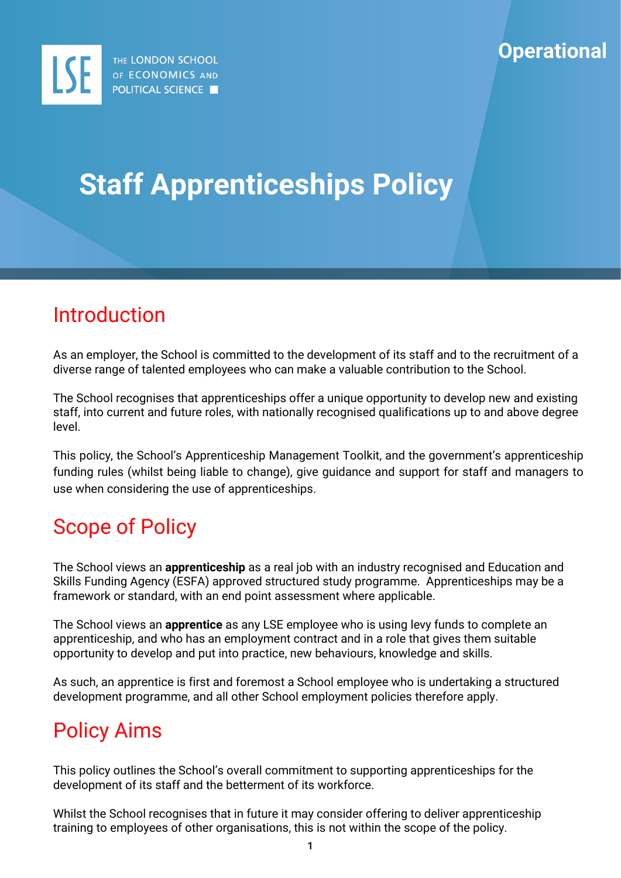Operational

# Staff Apprenticeships Policy

## Introduction

As an employer, the School is committed to the development of its staff and to the recruitment of a diverse range of talented employees who can make a valuable contribution to the School.

The School recognises that apprenticeships offer a unique opportunity to develop new and existing staff, into current and future roles, with nationally recognised qualifications up to and above degree level.

This policy, the School's Apprenticeship Management Toolkit, and the government's apprenticeship funding rules (whilst being liable to change), give guidance and support for staff and managers to use when considering the use of apprenticeships.

## Scope of Policy

The School views an **apprenticeship** as a real job with an industry recognised and Education and Skills Funding Agency (ESFA) approved structured study programme. Apprenticeships may be a framework or standard, with an end point assessment where applicable.

The School views an **apprentice** as any LSE employee who is using levy funds to complete an apprenticeship, and who has an employment contract and in a role that gives them suitable opportunity to develop and put into practice, new behaviours, knowledge and skills.

As such, an apprentice is first and foremost a School employee who is undertaking a structured development programme, and all other School employment policies therefore apply.

## Policy Aims

This policy outlines the School's overall commitment to supporting apprenticeships for the development of its staff and the betterment of its workforce.

Whilst the School recognises that in future it may consider offering to deliver apprenticeship training to employees of other organisations, this is not within the scope of the policy.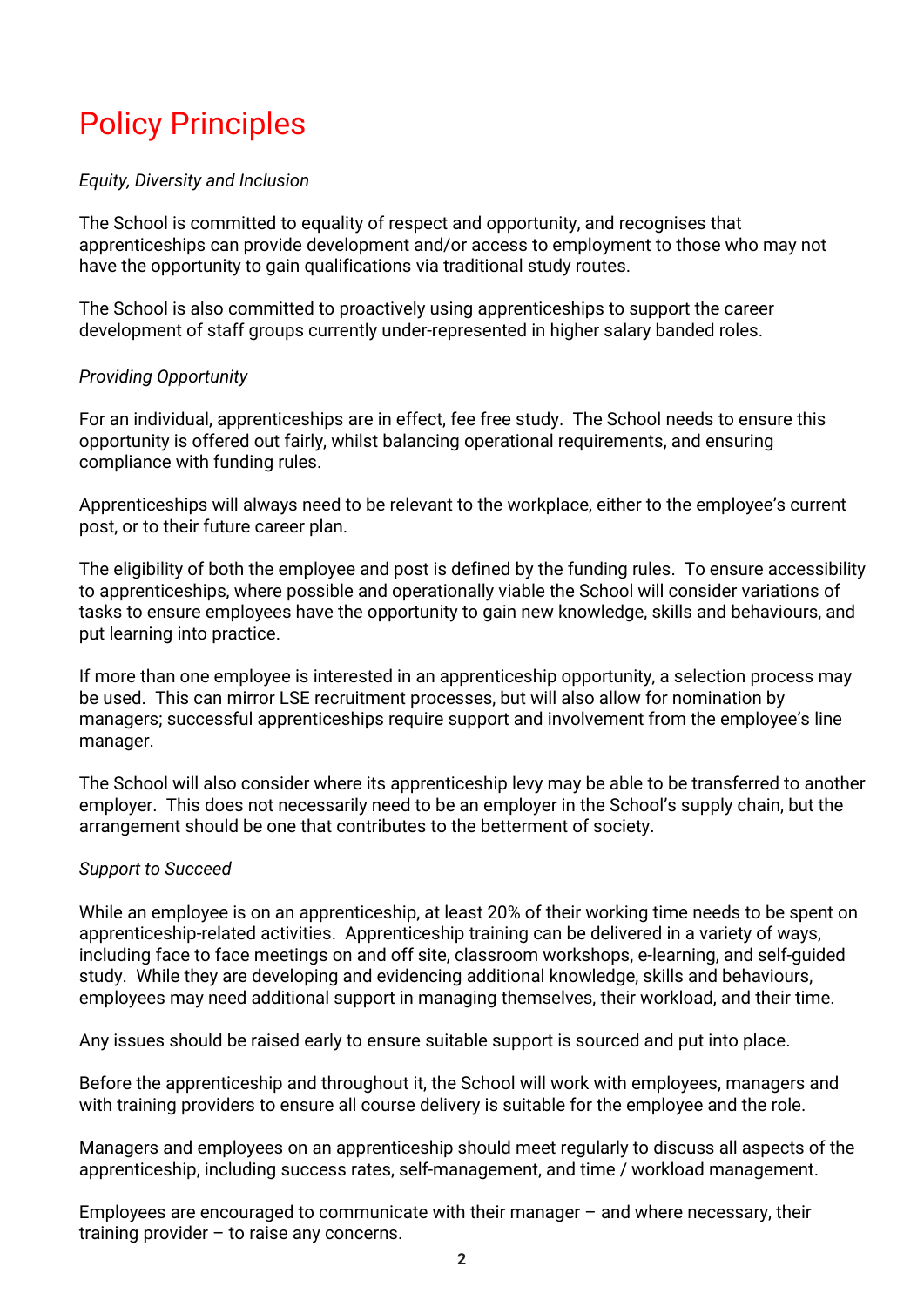# Policy Principles

*Equity, Diversity and Inclusion*

The School is committed to equality of respect and opportunity, and recognises that apprenticeships can provide development and/or access to employment to those who may not have the opportunity to gain qualifications via traditional study routes.

The School is also committed to proactively using apprenticeships to support the career development of staff groups currently under-represented in higher salary banded roles.

*Providing Opportunity*

For an individual, apprenticeships are in effect, fee free study. The School needs to ensure this opportunity is offered out fairly, whilst balancing operational requirements, and ensuring compliance with funding rules.

Apprenticeships will always need to be relevant to the workplace, either to the employee's current post, or to their future career plan.

The eligibility of both the employee and post is defined by the funding rules. To ensure accessibility to apprenticeships, where possible and operationally viable the School will consider variations of tasks to ensure employees have the opportunity to gain new knowledge, skills and behaviours, and put learning into practice.

If more than one employee is interested in an apprenticeship opportunity, a selection process may be used. This can mirror LSE recruitment processes, but will also allow for nomination by managers; successful apprenticeships require support and involvement from the employee's line manager.

The School will also consider where its apprenticeship levy may be able to be transferred to another employer. This does not necessarily need to be an employer in the School's supply chain, but the arrangement should be one that contributes to the betterment of society.

*Support to Succeed*

While an employee is on an apprenticeship, at least 20% of their working time needs to be spent on apprenticeship-related activities. Apprenticeship training can be delivered in a variety of ways, including face to face meetings on and off site, classroom workshops, e-learning, and self-guided study. While they are developing and evidencing additional knowledge, skills and behaviours, employees may need additional support in managing themselves, their workload, and their time.

Any issues should be raised early to ensure suitable support is sourced and put into place.

Before the apprenticeship and throughout it, the School will work with employees, managers and with training providers to ensure all course delivery is suitable for the employee and the role.

Managers and employees on an apprenticeship should meet regularly to discuss all aspects of the apprenticeship, including success rates, self-management, and time / workload management.

Employees are encouraged to communicate with their manager – and where necessary, their training provider – to raise any concerns.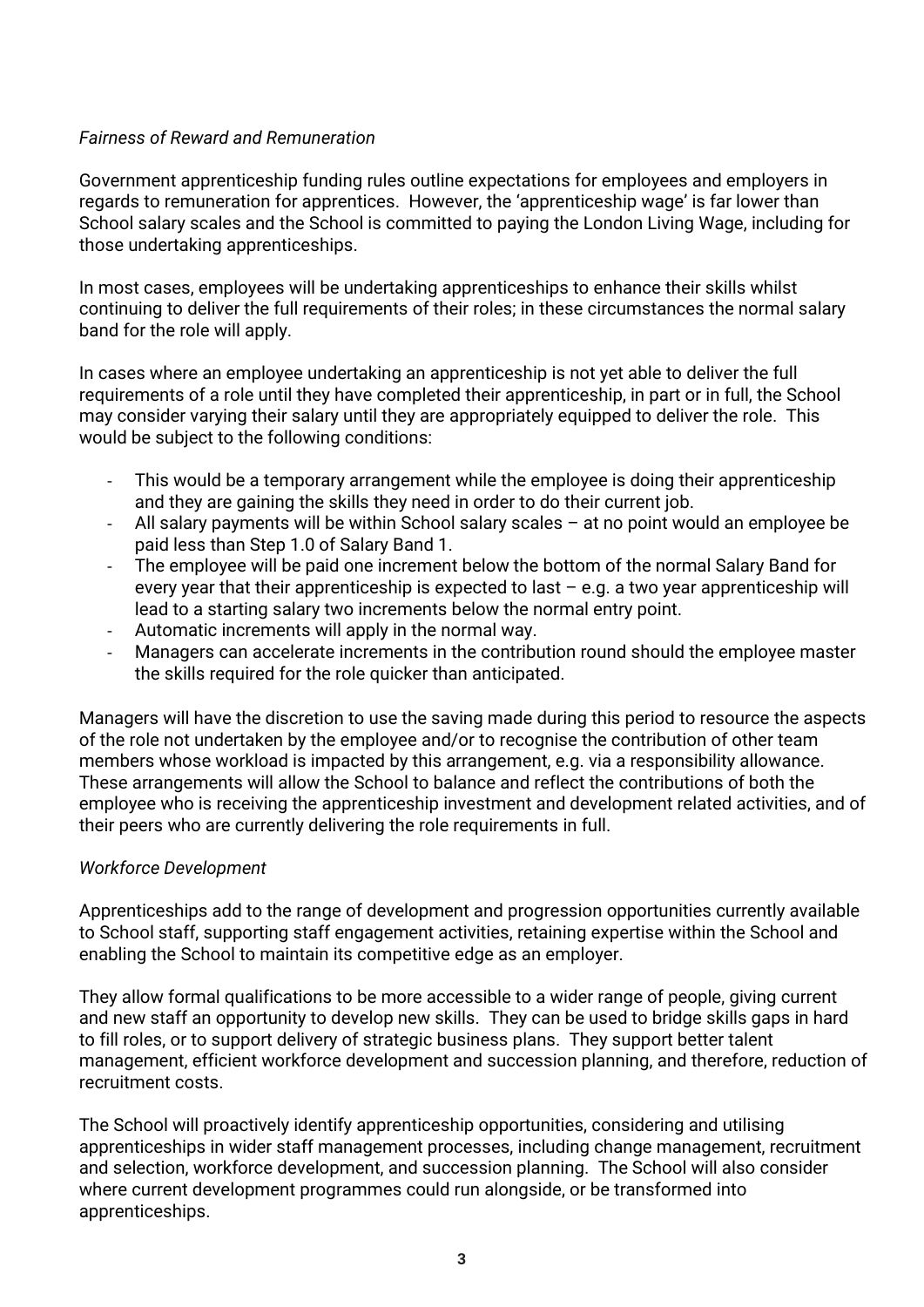*Fairness of Reward and Remuneration*

Government apprenticeship funding rules outline expectations for employees and employers in regards to remuneration for apprentices. However, the 'apprenticeship wage' is far lower than School salary scales and the School is committed to paying the London Living Wage, including for those undertaking apprenticeships.

In most cases, employees will be undertaking apprenticeships to enhance their skills whilst continuing to deliver the full requirements of their roles; in these circumstances the normal salary band for the role will apply.

In cases where an employee undertaking an apprenticeship is not yet able to deliver the full requirements of a role until they have completed their apprenticeship, in part or in full, the School may consider varying their salary until they are appropriately equipped to deliver the role. This would be subject to the following conditions:

- This would be a temporary arrangement while the employee is doing their apprenticeship and they are gaining the skills they need in order to do their current job.
- All salary payments will be within School salary scales – at no point would an employee be paid less than Step 1.0 of Salary Band 1.
- The employee will be paid one increment below the bottom of the normal Salary Band for every year that their apprenticeship is expected to last – e.g. a two year apprenticeship will lead to a starting salary two increments below the normal entry point.
- Automatic increments will apply in the normal way.
- Managers can accelerate increments in the contribution round should the employee master the skills required for the role quicker than anticipated.

Managers will have the discretion to use the saving made during this period to resource the aspects of the role not undertaken by the employee and/or to recognise the contribution of other team members whose workload is impacted by this arrangement, e.g. via a responsibility allowance. These arrangements will allow the School to balance and reflect the contributions of both the employee who is receiving the apprenticeship investment and development related activities, and of their peers who are currently delivering the role requirements in full.

*Workforce Development*

Apprenticeships add to the range of development and progression opportunities currently available to School staff, supporting staff engagement activities, retaining expertise within the School and enabling the School to maintain its competitive edge as an employer.

They allow formal qualifications to be more accessible to a wider range of people, giving current and new staff an opportunity to develop new skills. They can be used to bridge skills gaps in hard to fill roles, or to support delivery of strategic business plans. They support better talent management, efficient workforce development and succession planning, and therefore, reduction of recruitment costs.

The School will proactively identify apprenticeship opportunities, considering and utilising apprenticeships in wider staff management processes, including change management, recruitment and selection, workforce development, and succession planning. The School will also consider where current development programmes could run alongside, or be transformed into apprenticeships.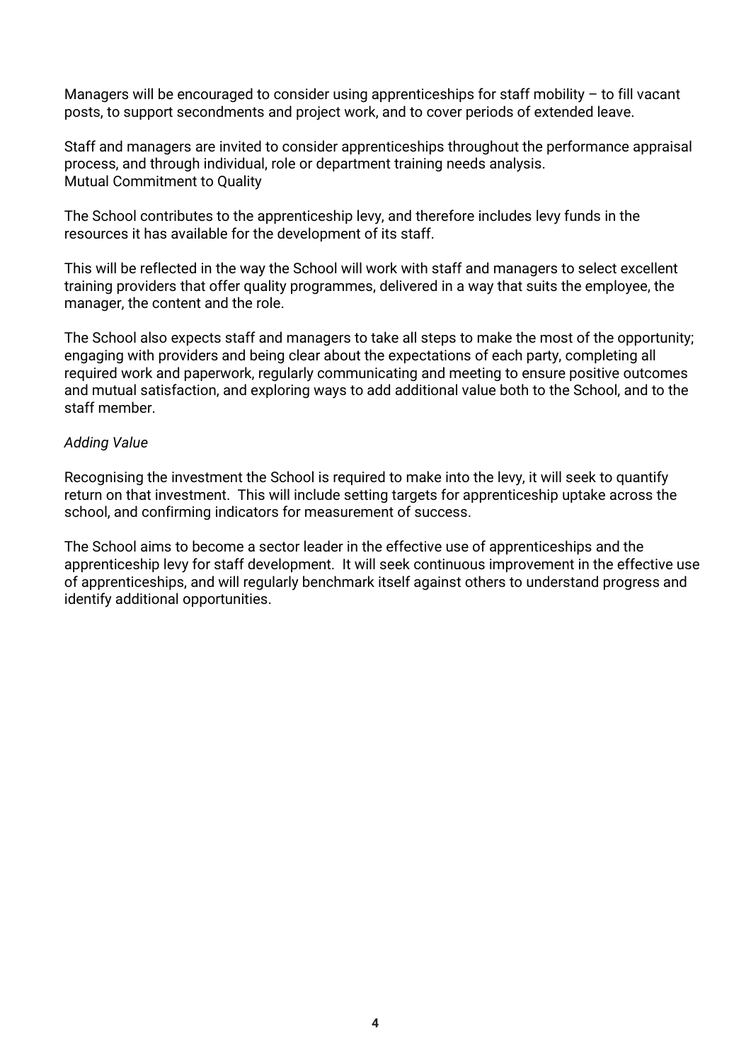Managers will be encouraged to consider using apprenticeships for staff mobility – to fill vacant posts, to support secondments and project work, and to cover periods of extended leave.

Staff and managers are invited to consider apprenticeships throughout the performance appraisal process, and through individual, role or department training needs analysis.
Mutual Commitment to Quality

The School contributes to the apprenticeship levy, and therefore includes levy funds in the resources it has available for the development of its staff.

This will be reflected in the way the School will work with staff and managers to select excellent training providers that offer quality programmes, delivered in a way that suits the employee, the manager, the content and the role.

The School also expects staff and managers to take all steps to make the most of the opportunity; engaging with providers and being clear about the expectations of each party, completing all required work and paperwork, regularly communicating and meeting to ensure positive outcomes and mutual satisfaction, and exploring ways to add additional value both to the School, and to the staff member.

*Adding Value*

Recognising the investment the School is required to make into the levy, it will seek to quantify return on that investment. This will include setting targets for apprenticeship uptake across the school, and confirming indicators for measurement of success.

The School aims to become a sector leader in the effective use of apprenticeships and the apprenticeship levy for staff development. It will seek continuous improvement in the effective use of apprenticeships, and will regularly benchmark itself against others to understand progress and identify additional opportunities.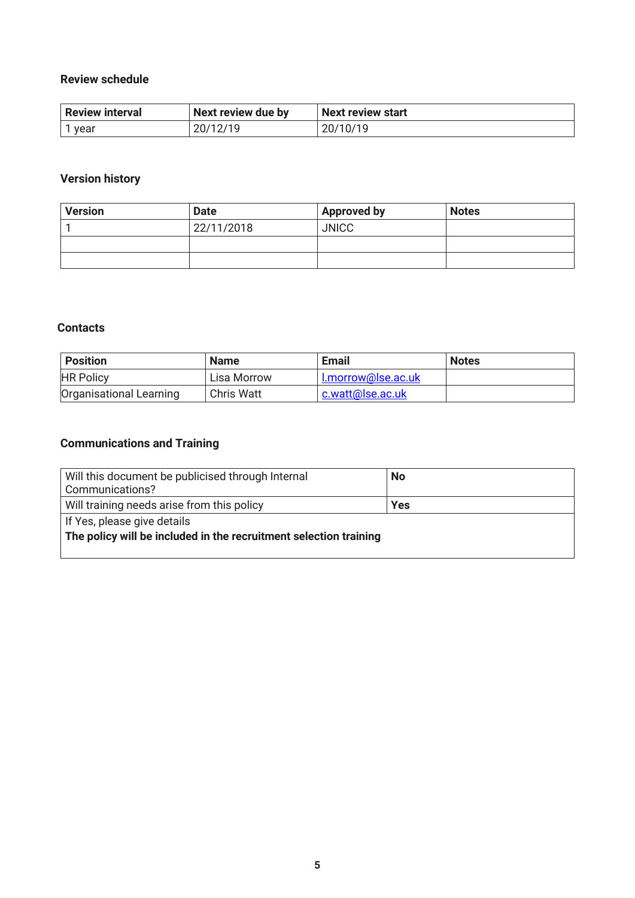### Review schedule

| Review interval | Next review due by | Next review start |
| --- | --- | --- |
| 1 year | 20/12/19 | 20/10/19 |

### Version history

| Version | Date | Approved by | Notes |
| --- | --- | --- | --- |
| 1 | 22/11/2018 | JNICC | |
| | | | |
| | | | |

### Contacts

| Position | Name | Email | Notes |
| --- | --- | --- | --- |
| HR Policy | Lisa Morrow | l.morrow@lse.ac.uk | |
| Organisational Learning | Chris Watt | c.watt@lse.ac.uk | |

### Communications and Training

| | |
| --- | --- |
| Will this document be publicised through Internal Communications? | **No** |
| Will training needs arise from this policy | **Yes** |
| If Yes, please give details<br>**The policy will be included in the recruitment selection training** | |